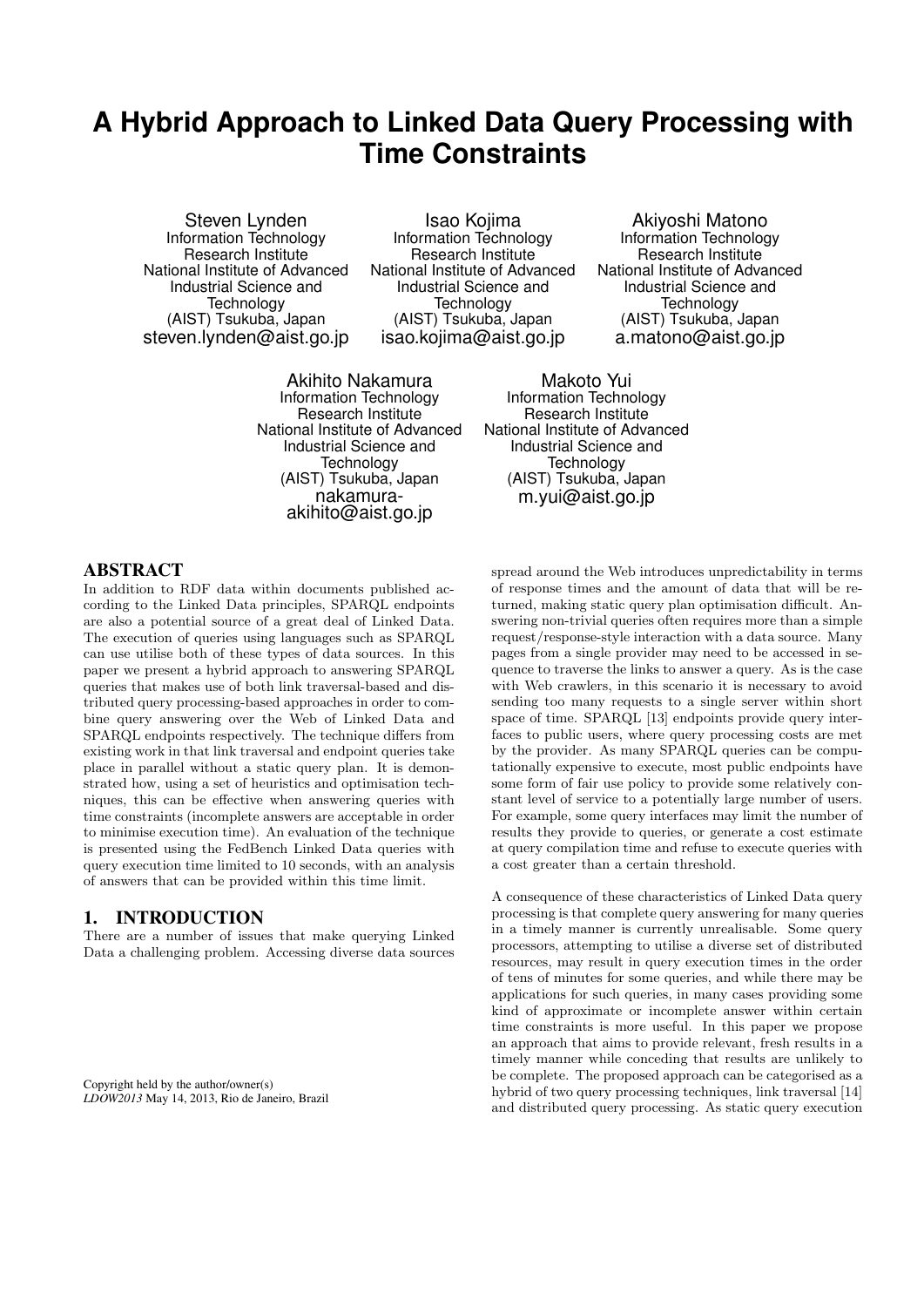# A Hybrid Approach to Linked Data Query Processing with Time Constraints

Steven Lynden
Information Technology Research Institute
National Institute of Advanced Industrial Science and Technology
(AIST) Tsukuba, Japan
steven.lynden@aist.go.jp

Isao Kojima
Information Technology Research Institute
National Institute of Advanced Industrial Science and Technology
(AIST) Tsukuba, Japan
isao.kojima@aist.go.jp

Akiyoshi Matono
Information Technology Research Institute
National Institute of Advanced Industrial Science and Technology
(AIST) Tsukuba, Japan
a.matono@aist.go.jp

Akihito Nakamura
Information Technology Research Institute
National Institute of Advanced Industrial Science and Technology
(AIST) Tsukuba, Japan
nakamura-akihito@aist.go.jp

Makoto Yui
Information Technology Research Institute
National Institute of Advanced Industrial Science and Technology
(AIST) Tsukuba, Japan
m.yui@aist.go.jp

## ABSTRACT

In addition to RDF data within documents published according to the Linked Data principles, SPARQL endpoints are also a potential source of a great deal of Linked Data. The execution of queries using languages such as SPARQL can use utilise both of these types of data sources. In this paper we present a hybrid approach to answering SPARQL queries that makes use of both link traversal-based and distributed query processing-based approaches in order to combine query answering over the Web of Linked Data and SPARQL endpoints respectively. The technique differs from existing work in that link traversal and endpoint queries take place in parallel without a static query plan. It is demonstrated how, using a set of heuristics and optimisation techniques, this can be effective when answering queries with time constraints (incomplete answers are acceptable in order to minimise execution time). An evaluation of the technique is presented using the FedBench Linked Data queries with query execution time limited to 10 seconds, with an analysis of answers that can be provided within this time limit.

## 1. INTRODUCTION

There are a number of issues that make querying Linked Data a challenging problem. Accessing diverse data sources spread around the Web introduces unpredictability in terms of response times and the amount of data that will be returned, making static query plan optimisation difficult. Answering non-trivial queries often requires more than a simple request/response-style interaction with a data source. Many pages from a single provider may need to be accessed in sequence to traverse the links to answer a query. As is the case with Web crawlers, in this scenario it is necessary to avoid sending too many requests to a single server within short space of time. SPARQL [13] endpoints provide query interfaces to public users, where query processing costs are met by the provider. As many SPARQL queries can be computationally expensive to execute, most public endpoints have some form of fair use policy to provide some relatively constant level of service to a potentially large number of users. For example, some query interfaces may limit the number of results they provide to queries, or generate a cost estimate at query compilation time and refuse to execute queries with a cost greater than a certain threshold.

A consequence of these characteristics of Linked Data query processing is that complete query answering for many queries in a timely manner is currently unrealisable. Some query processors, attempting to utilise a diverse set of distributed resources, may result in query execution times in the order of tens of minutes for some queries, and while there may be applications for such queries, in many cases providing some kind of approximate or incomplete answer within certain time constraints is more useful. In this paper we propose an approach that aims to provide relevant, fresh results in a timely manner while conceding that results are unlikely to be complete. The proposed approach can be categorised as a hybrid of two query processing techniques, link traversal [14] and distributed query processing. As static query execution

Copyright held by the author/owner(s)
*LDOW2013* May 14, 2013, Rio de Janeiro, Brazil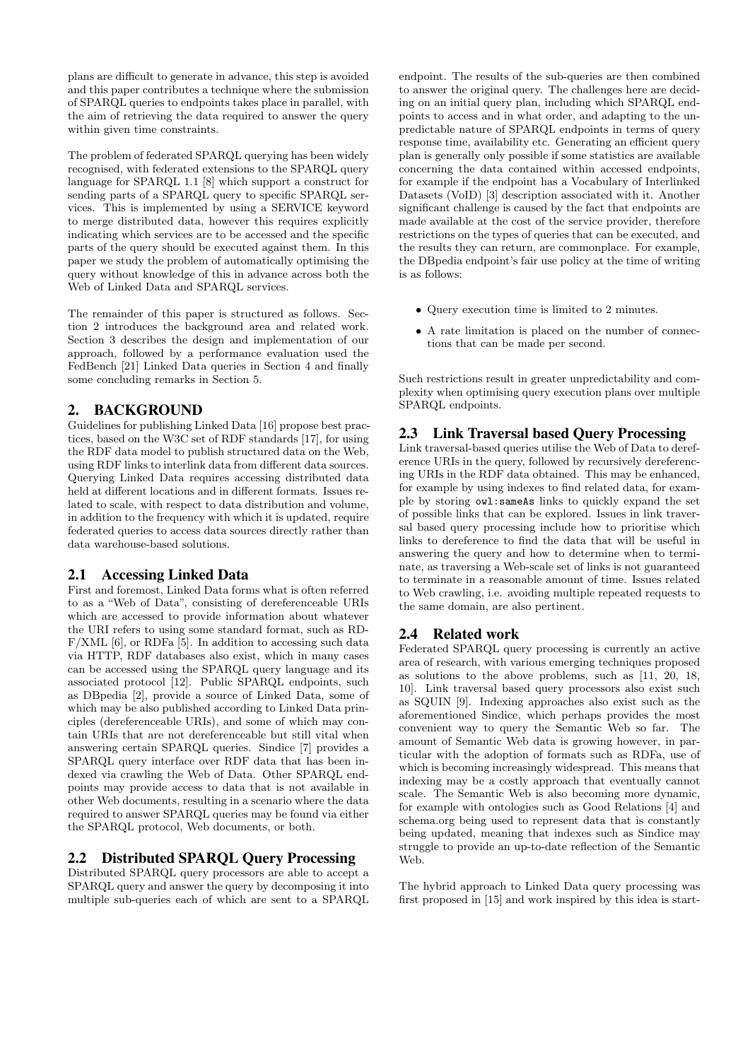plans are difficult to generate in advance, this step is avoided and this paper contributes a technique where the submission of SPARQL queries to endpoints takes place in parallel, with the aim of retrieving the data required to answer the query within given time constraints.

The problem of federated SPARQL querying has been widely recognised, with federated extensions to the SPARQL query language for SPARQL 1.1 [8] which support a construct for sending parts of a SPARQL query to specific SPARQL services. This is implemented by using a SERVICE keyword to merge distributed data, however this requires explicitly indicating which services are to be accessed and the specific parts of the query should be executed against them. In this paper we study the problem of automatically optimising the query without knowledge of this in advance across both the Web of Linked Data and SPARQL services.

The remainder of this paper is structured as follows. Section 2 introduces the background area and related work. Section 3 describes the design and implementation of our approach, followed by a performance evaluation used the FedBench [21] Linked Data queries in Section 4 and finally some concluding remarks in Section 5.

## 2. BACKGROUND

Guidelines for publishing Linked Data [16] propose best practices, based on the W3C set of RDF standards [17], for using the RDF data model to publish structured data on the Web, using RDF links to interlink data from different data sources. Querying Linked Data requires accessing distributed data held at different locations and in different formats. Issues related to scale, with respect to data distribution and volume, in addition to the frequency with which it is updated, require federated queries to access data sources directly rather than data warehouse-based solutions.

### 2.1 Accessing Linked Data

First and foremost, Linked Data forms what is often referred to as a "Web of Data", consisting of dereferenceable URIs which are accessed to provide information about whatever the URI refers to using some standard format, such as RDF/XML [6], or RDFa [5]. In addition to accessing such data via HTTP, RDF databases also exist, which in many cases can be accessed using the SPARQL query language and its associated protocol [12]. Public SPARQL endpoints, such as DBpedia [2], provide a source of Linked Data, some of which may be also published according to Linked Data principles (dereferenceable URIs), and some of which may contain URIs that are not dereferenceable but still vital when answering certain SPARQL queries. Sindice [7] provides a SPARQL query interface over RDF data that has been indexed via crawling the Web of Data. Other SPARQL endpoints may provide access to data that is not available in other Web documents, resulting in a scenario where the data required to answer SPARQL queries may be found via either the SPARQL protocol, Web documents, or both.

### 2.2 Distributed SPARQL Query Processing

Distributed SPARQL query processors are able to accept a SPARQL query and answer the query by decomposing it into multiple sub-queries each of which are sent to a SPARQL endpoint. The results of the sub-queries are then combined to answer the original query. The challenges here are deciding on an initial query plan, including which SPARQL endpoints to access and in what order, and adapting to the unpredictable nature of SPARQL endpoints in terms of query response time, availability etc. Generating an efficient query plan is generally only possible if some statistics are available concerning the data contained within accessed endpoints, for example if the endpoint has a Vocabulary of Interlinked Datasets (VoID) [3] description associated with it. Another significant challenge is caused by the fact that endpoints are made available at the cost of the service provider, therefore restrictions on the types of queries that can be executed, and the results they can return, are commonplace. For example, the DBpedia endpoint's fair use policy at the time of writing is as follows:

- Query execution time is limited to 2 minutes.
- A rate limitation is placed on the number of connections that can be made per second.

Such restrictions result in greater unpredictability and complexity when optimising query execution plans over multiple SPARQL endpoints.

### 2.3 Link Traversal based Query Processing

Link traversal-based queries utilise the Web of Data to dereference URIs in the query, followed by recursively dereferencing URIs in the RDF data obtained. This may be enhanced, for example by using indexes to find related data, for example by storing `owl:sameAs` links to quickly expand the set of possible links that can be explored. Issues in link traversal based query processing include how to prioritise which links to dereference to find the data that will be useful in answering the query and how to determine when to terminate, as traversing a Web-scale set of links is not guaranteed to terminate in a reasonable amount of time. Issues related to Web crawling, i.e. avoiding multiple repeated requests to the same domain, are also pertinent.

### 2.4 Related work

Federated SPARQL query processing is currently an active area of research, with various emerging techniques proposed as solutions to the above problems, such as [11, 20, 18, 10]. Link traversal based query processors also exist such as SQUIN [9]. Indexing approaches also exist such as the aforementioned Sindice, which perhaps provides the most convenient way to query the Semantic Web so far. The amount of Semantic Web data is growing however, in particular with the adoption of formats such as RDFa, use of which is becoming increasingly widespread. This means that indexing may be a costly approach that eventually cannot scale. The Semantic Web is also becoming more dynamic, for example with ontologies such as Good Relations [4] and schema.org being used to represent data that is constantly being updated, meaning that indexes such as Sindice may struggle to provide an up-to-date reflection of the Semantic Web.

The hybrid approach to Linked Data query processing was first proposed in [15] and work inspired by this idea is start-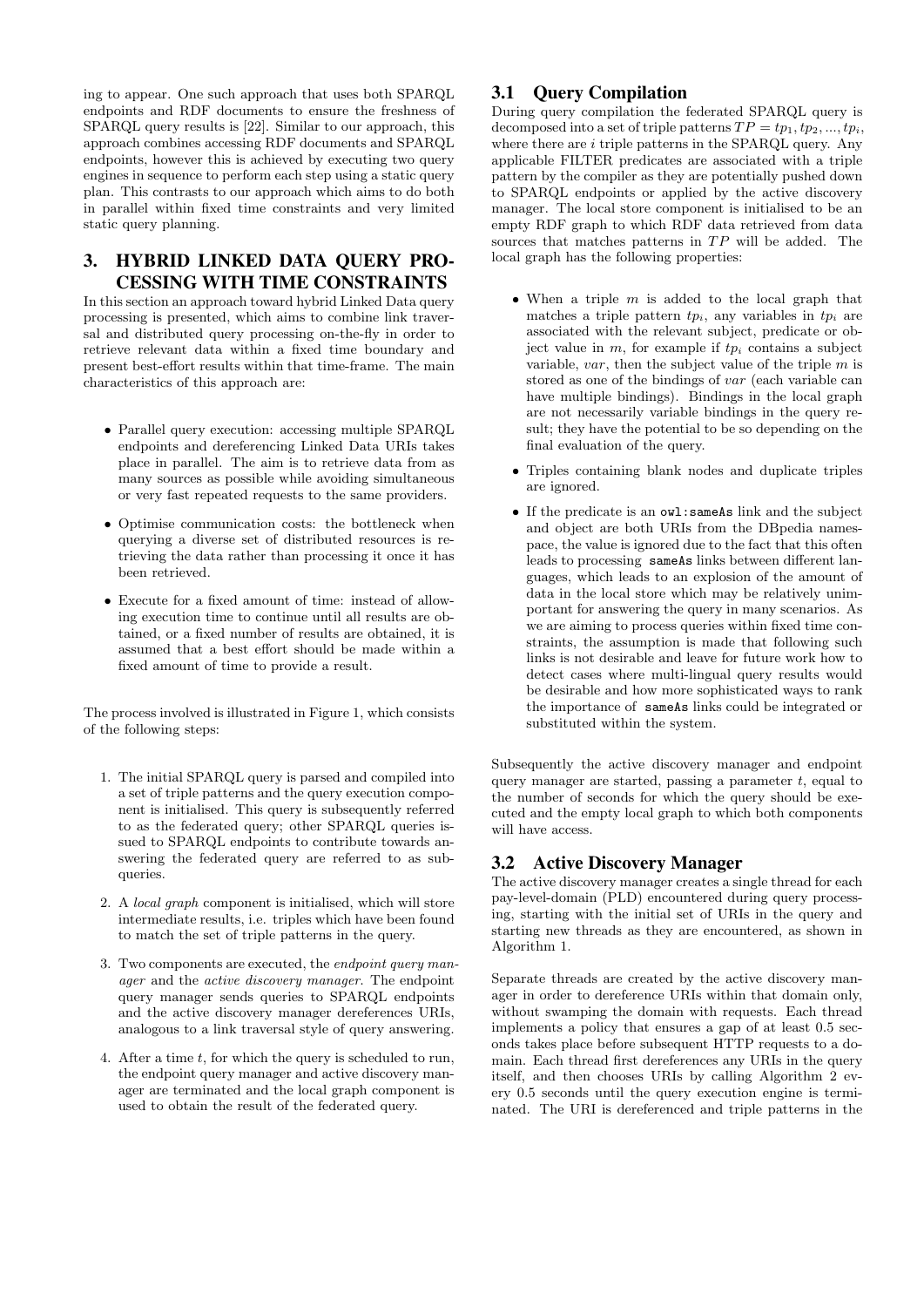ing to appear. One such approach that uses both SPARQL endpoints and RDF documents to ensure the freshness of SPARQL query results is [22]. Similar to our approach, this approach combines accessing RDF documents and SPARQL endpoints, however this is achieved by executing two query engines in sequence to perform each step using a static query plan. This contrasts to our approach which aims to do both in parallel within fixed time constraints and very limited static query planning.

## 3. HYBRID LINKED DATA QUERY PROCESSING WITH TIME CONSTRAINTS

In this section an approach toward hybrid Linked Data query processing is presented, which aims to combine link traversal and distributed query processing on-the-fly in order to retrieve relevant data within a fixed time boundary and present best-effort results within that time-frame. The main characteristics of this approach are:

- Parallel query execution: accessing multiple SPARQL endpoints and dereferencing Linked Data URIs takes place in parallel. The aim is to retrieve data from as many sources as possible while avoiding simultaneous or very fast repeated requests to the same providers.
- Optimise communication costs: the bottleneck when querying a diverse set of distributed resources is retrieving the data rather than processing it once it has been retrieved.
- Execute for a fixed amount of time: instead of allowing execution time to continue until all results are obtained, or a fixed number of results are obtained, it is assumed that a best effort should be made within a fixed amount of time to provide a result.

The process involved is illustrated in Figure 1, which consists of the following steps:

1. The initial SPARQL query is parsed and compiled into a set of triple patterns and the query execution component is initialised. This query is subsequently referred to as the federated query; other SPARQL queries issued to SPARQL endpoints to contribute towards answering the federated query are referred to as subqueries.
2. A *local graph* component is initialised, which will store intermediate results, i.e. triples which have been found to match the set of triple patterns in the query.
3. Two components are executed, the *endpoint query manager* and the *active discovery manager*. The endpoint query manager sends queries to SPARQL endpoints and the active discovery manager dereferences URIs, analogous to a link traversal style of query answering.
4. After a time $t$, for which the query is scheduled to run, the endpoint query manager and active discovery manager are terminated and the local graph component is used to obtain the result of the federated query.

### 3.1 Query Compilation

During query compilation the federated SPARQL query is decomposed into a set of triple patterns $TP = tp_1, tp_2, ..., tp_i$, where there are $i$ triple patterns in the SPARQL query. Any applicable FILTER predicates are associated with a triple pattern by the compiler as they are potentially pushed down to SPARQL endpoints or applied by the active discovery manager. The local store component is initialised to be an empty RDF graph to which RDF data retrieved from data sources that matches patterns in $TP$ will be added. The local graph has the following properties:

- When a triple $m$ is added to the local graph that matches a triple pattern $tp_i$, any variables in $tp_i$ are associated with the relevant subject, predicate or object value in $m$, for example if $tp_i$ contains a subject variable, $var$, then the subject value of the triple $m$ is stored as one of the bindings of $var$ (each variable can have multiple bindings). Bindings in the local graph are not necessarily variable bindings in the query result; they have the potential to be so depending on the final evaluation of the query.
- Triples containing blank nodes and duplicate triples are ignored.
- If the predicate is an `owl:sameAs` link and the subject and object are both URIs from the DBpedia namespace, the value is ignored due to the fact that this often leads to processing `sameAs` links between different languages, which leads to an explosion of the amount of data in the local store which may be relatively unimportant for answering the query in many scenarios. As we are aiming to process queries within fixed time constraints, the assumption is made that following such links is not desirable and leave for future work how to detect cases where multi-lingual query results would be desirable and how more sophisticated ways to rank the importance of `sameAs` links could be integrated or substituted within the system.

Subsequently the active discovery manager and endpoint query manager are started, passing a parameter $t$, equal to the number of seconds for which the query should be executed and the empty local graph to which both components will have access.

### 3.2 Active Discovery Manager

The active discovery manager creates a single thread for each pay-level-domain (PLD) encountered during query processing, starting with the initial set of URIs in the query and starting new threads as they are encountered, as shown in Algorithm 1.

Separate threads are created by the active discovery manager in order to dereference URIs within that domain only, without swamping the domain with requests. Each thread implements a policy that ensures a gap of at least 0.5 seconds takes place before subsequent HTTP requests to a domain. Each thread first dereferences any URIs in the query itself, and then chooses URIs by calling Algorithm 2 every 0.5 seconds until the query execution engine is terminated. The URI is dereferenced and triple patterns in the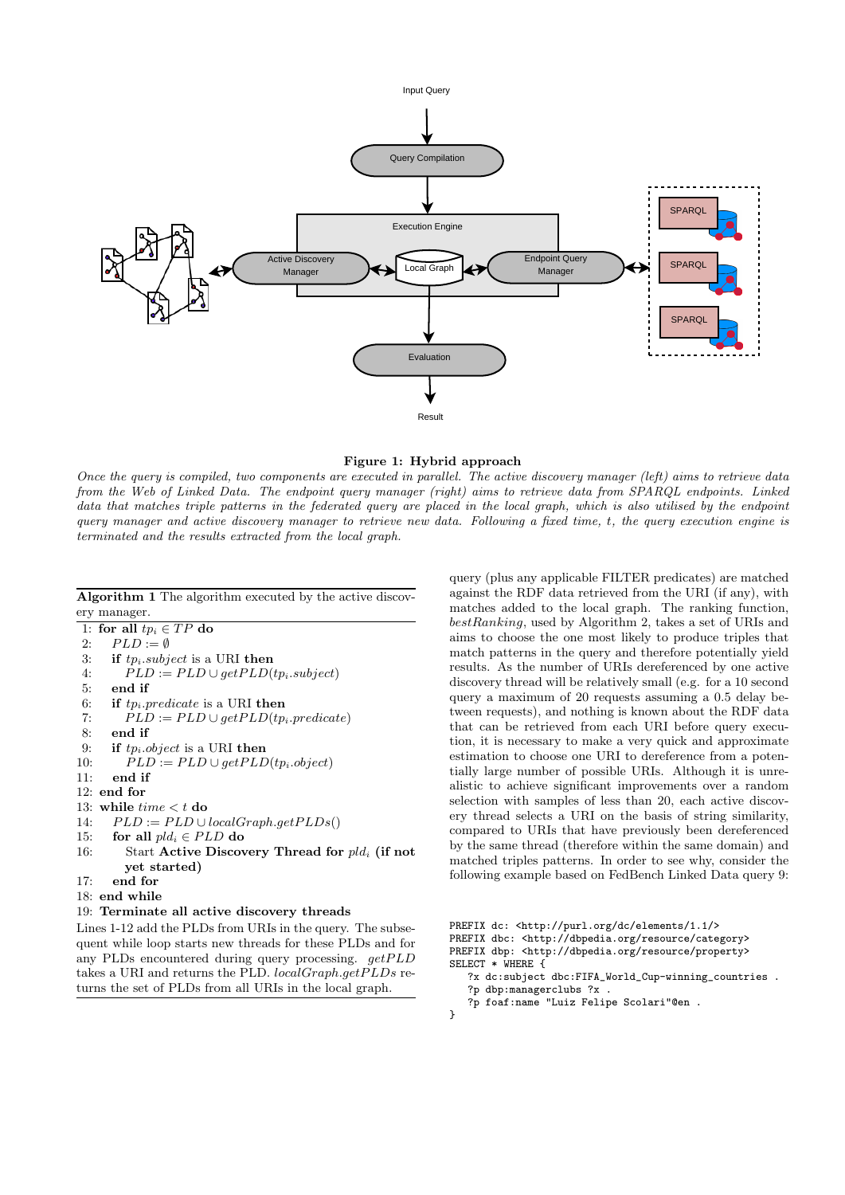Figure 1: Hybrid approach

*Once the query is compiled, two components are executed in parallel. The active discovery manager (left) aims to retrieve data from the Web of Linked Data. The endpoint query manager (right) aims to retrieve data from SPARQL endpoints. Linked data that matches triple patterns in the federated query are placed in the local graph, which is also utilised by the endpoint query manager and active discovery manager to retrieve new data. Following a fixed time, t, the query execution engine is terminated and the results extracted from the local graph.*

**Algorithm 1** The algorithm executed by the active discovery manager.

1: **for all** $tp_i \in TP$ **do**
2: $PLD := \emptyset$
3: **if** $tp_i.subject$ is a URI **then**
4: $PLD := PLD \cup getPLD(tp_i.subject)$
5: **end if**
6: **if** $tp_i.predicate$ is a URI **then**
7: $PLD := PLD \cup getPLD(tp_i.predicate)$
8: **end if**
9: **if** $tp_i.object$ is a URI **then**
10: $PLD := PLD \cup getPLD(tp_i.object)$
11: **end if**
12: **end for**
13: **while** $time < t$ **do**
14: $PLD := PLD \cup localGraph.getPLDs()$
15: **for all** $pld_i \in PLD$ **do**
16: Start **Active Discovery Thread for** $pld_i$ **(if not yet started)**
17: **end for**
18: **end while**
19: **Terminate all active discovery threads**

Lines 1-12 add the PLDs from URIs in the query. The subsequent while loop starts new threads for these PLDs and for any PLDs encountered during query processing. *getPLD* takes a URI and returns the PLD. *localGraph.getPLDs* returns the set of PLDs from all URIs in the local graph.

query (plus any applicable FILTER predicates) are matched against the RDF data retrieved from the URI (if any), with matches added to the local graph. The ranking function, *bestRanking*, used by Algorithm 2, takes a set of URIs and aims to choose the one most likely to produce triples that match patterns in the query and therefore potentially yield results. As the number of URIs dereferenced by one active discovery thread will be relatively small (e.g. for a 10 second query a maximum of 20 requests assuming a 0.5 delay between requests), and nothing is known about the RDF data that can be retrieved from each URI before query execution, it is necessary to make a very quick and approximate estimation to choose one URI to dereference from a potentially large number of possible URIs. Although it is unrealistic to achieve significant improvements over a random selection with samples of less than 20, each active discovery thread selects a URI on the basis of string similarity, compared to URIs that have previously been dereferenced by the same thread (therefore within the same domain) and matched triples patterns. In order to see why, consider the following example based on FedBench Linked Data query 9:

```
PREFIX dc: <http://purl.org/dc/elements/1.1/>
PREFIX dbc: <http://dbpedia.org/resource/category>
PREFIX dbp: <http://dbpedia.org/resource/property>
SELECT * WHERE {
   ?x dc:subject dbc:FIFA_World_Cup-winning_countries .
   ?p dbp:managerclubs ?x .
   ?p foaf:name "Luiz Felipe Scolari"@en .
}
```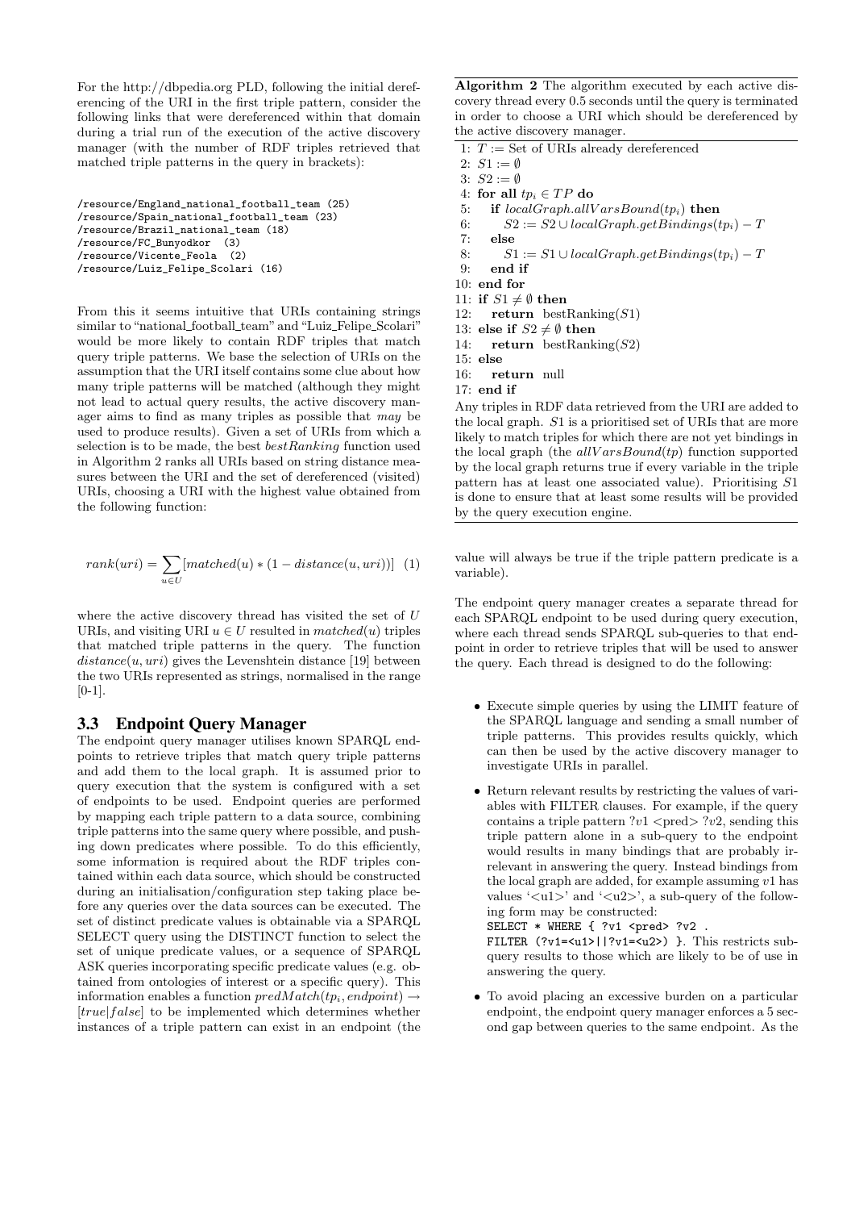For the http://dbpedia.org PLD, following the initial dereferencing of the URI in the first triple pattern, consider the following links that were dereferenced within that domain during a trial run of the execution of the active discovery manager (with the number of RDF triples retrieved that matched triple patterns in the query in brackets):

```
/resource/England_national_football_team (25)
/resource/Spain_national_football_team (23)
/resource/Brazil_national_team (18)
/resource/FC_Bunyodkor  (3)
/resource/Vicente_Feola  (2)
/resource/Luiz_Felipe_Scolari (16)
```

From this it seems intuitive that URIs containing strings similar to "national_football_team" and "Luiz_Felipe_Scolari" would be more likely to contain RDF triples that match query triple patterns. We base the selection of URIs on the assumption that the URI itself contains some clue about how many triple patterns will be matched (although they might not lead to actual query results, the active discovery manager aims to find as many triples as possible that *may* be used to produce results). Given a set of URIs from which a selection is to be made, the best *bestRanking* function used in Algorithm 2 ranks all URIs based on string distance measures between the URI and the set of dereferenced (visited) URIs, choosing a URI with the highest value obtained from the following function:

$$rank(uri) = \sum_{u \in U} [matched(u) * (1 - distance(u, uri))] \quad (1)$$

where the active discovery thread has visited the set of $U$ URIs, and visiting URI $u \in U$ resulted in $matched(u)$ triples that matched triple patterns in the query. The function $distance(u, uri)$ gives the Levenshtein distance [19] between the two URIs represented as strings, normalised in the range [0-1].

## 3.3 Endpoint Query Manager

The endpoint query manager utilises known SPARQL endpoints to retrieve triples that match query triple patterns and add them to the local graph. It is assumed prior to query execution that the system is configured with a set of endpoints to be used. Endpoint queries are performed by mapping each triple pattern to a data source, combining triple patterns into the same query where possible, and pushing down predicates where possible. To do this efficiently, some information is required about the RDF triples contained within each data source, which should be constructed during an initialisation/configuration step taking place before any queries over the data sources can be executed. The set of distinct predicate values is obtainable via a SPARQL SELECT query using the DISTINCT function to select the set of unique predicate values, or a sequence of SPARQL ASK queries incorporating specific predicate values (e.g. obtained from ontologies of interest or a specific query). This information enables a function $predMatch(tp_i, endpoint) \rightarrow [true|false]$ to be implemented which determines whether instances of a triple pattern can exist in an endpoint (the value will always be true if the triple pattern predicate is a variable).

**Algorithm 2** The algorithm executed by each active discovery thread every 0.5 seconds until the query is terminated in order to choose a URI which should be dereferenced by the active discovery manager.

```
1: T := Set of URIs already dereferenced
2: S1 := ∅
3: S2 := ∅
4: for all tp_i ∈ TP do
5:    if localGraph.allVarsBound(tp_i) then
6:       S2 := S2 ∪ localGraph.getBindings(tp_i) − T
7:    else
8:       S1 := S1 ∪ localGraph.getBindings(tp_i) − T
9:    end if
10: end for
11: if S1 ≠ ∅ then
12:    return bestRanking(S1)
13: else if S2 ≠ ∅ then
14:    return bestRanking(S2)
15: else
16:    return null
17: end if
```

Any triples in RDF data retrieved from the URI are added to the local graph. $S1$ is a prioritised set of URIs that are more likely to match triples for which there are not yet bindings in the local graph (the $allVarsBound(tp)$ function supported by the local graph returns true if every variable in the triple pattern has at least one associated value). Prioritising $S1$ is done to ensure that at least some results will be provided by the query execution engine.

The endpoint query manager creates a separate thread for each SPARQL endpoint to be used during query execution, where each thread sends SPARQL sub-queries to that endpoint in order to retrieve triples that will be used to answer the query. Each thread is designed to do the following:

- Execute simple queries by using the LIMIT feature of the SPARQL language and sending a small number of triple patterns. This provides results quickly, which can then be used by the active discovery manager to investigate URIs in parallel.
- Return relevant results by restricting the values of variables with FILTER clauses. For example, if the query contains a triple pattern ?v1 <pred> ?v2, sending this triple pattern alone in a sub-query to the endpoint would results in many bindings that are probably irrelevant in answering the query. Instead bindings from the local graph are added, for example assuming $v1$ has values '<u1>' and '<u2>', a sub-query of the following form may be constructed:
  `SELECT * WHERE { ?v1 <pred> ?v2 .`
  `FILTER (?v1=<u1>||?v1=<u2>) }`. This restricts subquery results to those which are likely to be of use in answering the query.
- To avoid placing an excessive burden on a particular endpoint, the endpoint query manager enforces a 5 second gap between queries to the same endpoint. As the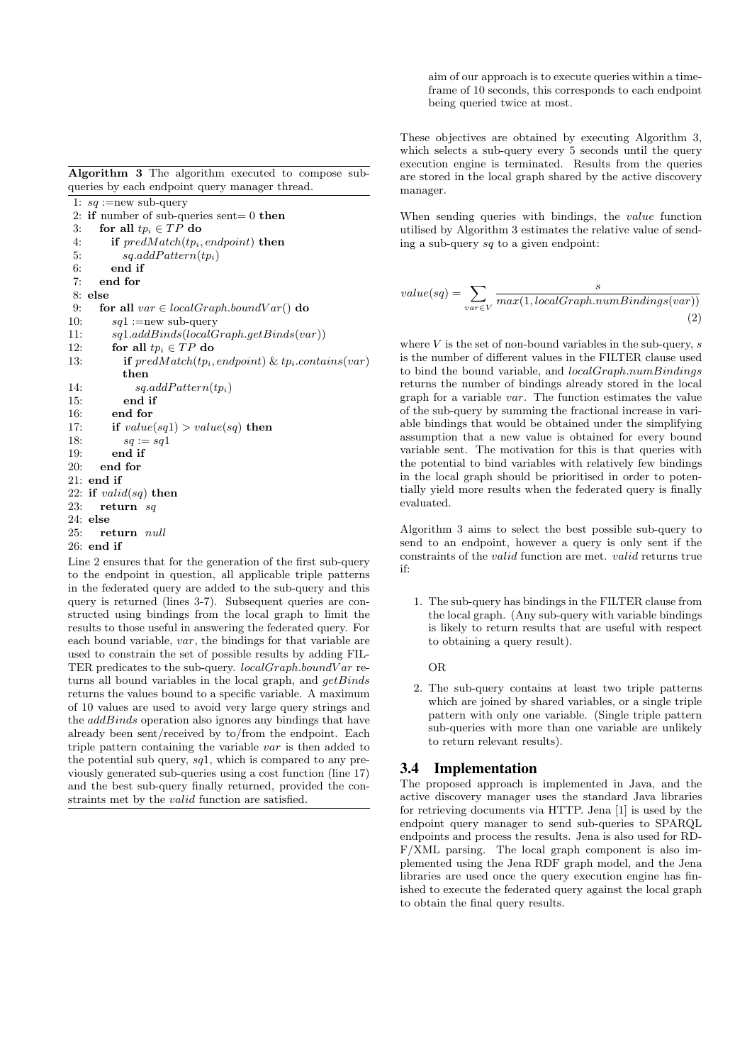aim of our approach is to execute queries within a timeframe of 10 seconds, this corresponds to each endpoint being queried twice at most.

**Algorithm 3** The algorithm executed to compose subqueries by each endpoint query manager thread.

```
1: sq :=new sub-query
2: if number of sub-queries sent= 0 then
3:   for all tp_i ∈ TP do
4:     if predMatch(tp_i, endpoint) then
5:       sq.addPattern(tp_i)
6:     end if
7:   end for
8: else
9:   for all var ∈ localGraph.boundVar() do
10:    sq1 :=new sub-query
11:    sq1.addBinds(localGraph.getBinds(var))
12:    for all tp_i ∈ TP do
13:      if predMatch(tp_i, endpoint) & tp_i.contains(var) then
14:        sq.addPattern(tp_i)
15:      end if
16:    end for
17:    if value(sq1) > value(sq) then
18:      sq := sq1
19:    end if
20:  end for
21: end if
22: if valid(sq) then
23:   return sq
24: else
25:   return null
26: end if
```

Line 2 ensures that for the generation of the first sub-query to the endpoint in question, all applicable triple patterns in the federated query are added to the sub-query and this query is returned (lines 3-7). Subsequent queries are constructed using bindings from the local graph to limit the results to those useful in answering the federated query. For each bound variable, *var*, the bindings for that variable are used to constrain the set of possible results by adding FILTER predicates to the sub-query. *localGraph.boundVar* returns all bound variables in the local graph, and *getBinds* returns the values bound to a specific variable. A maximum of 10 values are used to avoid very large query strings and the *addBinds* operation also ignores any bindings that have already been sent/received by to/from the endpoint. Each triple pattern containing the variable *var* is then added to the potential sub query, *sq*1, which is compared to any previously generated sub-queries using a cost function (line 17) and the best sub-query finally returned, provided the constraints met by the *valid* function are satisfied.

These objectives are obtained by executing Algorithm 3, which selects a sub-query every 5 seconds until the query execution engine is terminated. Results from the queries are stored in the local graph shared by the active discovery manager.

When sending queries with bindings, the *value* function utilised by Algorithm 3 estimates the relative value of sending a sub-query *sq* to a given endpoint:

$$value(sq) = \sum_{var \in V} \frac{s}{max(1, localGraph.numBindings(var))} \quad (2)$$

where $V$ is the set of non-bound variables in the sub-query, $s$ is the number of different values in the FILTER clause used to bind the bound variable, and *localGraph.numBindings* returns the number of bindings already stored in the local graph for a variable *var*. The function estimates the value of the sub-query by summing the fractional increase in variable bindings that would be obtained under the simplifying assumption that a new value is obtained for every bound variable sent. The motivation for this is that queries with the potential to bind variables with relatively few bindings in the local graph should be prioritised in order to potentially yield more results when the federated query is finally evaluated.

Algorithm 3 aims to select the best possible sub-query to send to an endpoint, however a query is only sent if the constraints of the *valid* function are met. *valid* returns true if:

1. The sub-query has bindings in the FILTER clause from the local graph. (Any sub-query with variable bindings is likely to return results that are useful with respect to obtaining a query result).

   OR

2. The sub-query contains at least two triple patterns which are joined by shared variables, or a single triple pattern with only one variable. (Single triple pattern sub-queries with more than one variable are unlikely to return relevant results).

## 3.4 Implementation

The proposed approach is implemented in Java, and the active discovery manager uses the standard Java libraries for retrieving documents via HTTP. Jena [1] is used by the endpoint query manager to send sub-queries to SPARQL endpoints and process the results. Jena is also used for RDF/XML parsing. The local graph component is also implemented using the Jena RDF graph model, and the Jena libraries are used once the query execution engine has finished to execute the federated query against the local graph to obtain the final query results.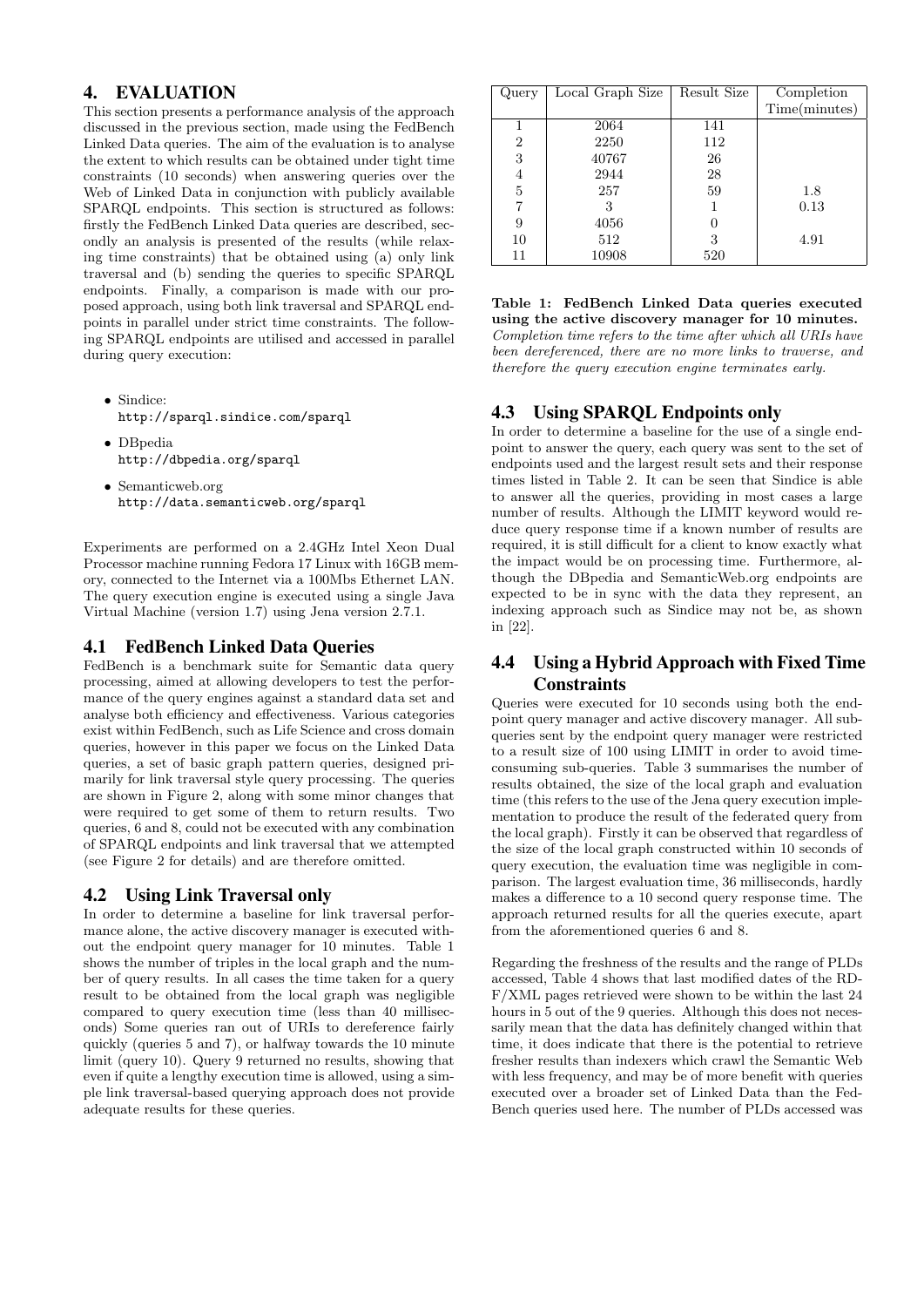## 4. EVALUATION

This section presents a performance analysis of the approach discussed in the previous section, made using the FedBench Linked Data queries. The aim of the evaluation is to analyse the extent to which results can be obtained under tight time constraints (10 seconds) when answering queries over the Web of Linked Data in conjunction with publicly available SPARQL endpoints. This section is structured as follows: firstly the FedBench Linked Data queries are described, secondly an analysis is presented of the results (while relaxing time constraints) that be obtained using (a) only link traversal and (b) sending the queries to specific SPARQL endpoints. Finally, a comparison is made with our proposed approach, using both link traversal and SPARQL endpoints in parallel under strict time constraints. The following SPARQL endpoints are utilised and accessed in parallel during query execution:

- Sindice: `http://sparql.sindice.com/sparql`
- DBpedia `http://dbpedia.org/sparql`
- Semanticweb.org `http://data.semanticweb.org/sparql`

Experiments are performed on a 2.4GHz Intel Xeon Dual Processor machine running Fedora 17 Linux with 16GB memory, connected to the Internet via a 100Mbs Ethernet LAN. The query execution engine is executed using a single Java Virtual Machine (version 1.7) using Jena version 2.7.1.

### 4.1 FedBench Linked Data Queries

FedBench is a benchmark suite for Semantic data query processing, aimed at allowing developers to test the performance of the query engines against a standard data set and analyse both efficiency and effectiveness. Various categories exist within FedBench, such as Life Science and cross domain queries, however in this paper we focus on the Linked Data queries, a set of basic graph pattern queries, designed primarily for link traversal style query processing. The queries are shown in Figure 2, along with some minor changes that were required to get some of them to return results. Two queries, 6 and 8, could not be executed with any combination of SPARQL endpoints and link traversal that we attempted (see Figure 2 for details) and are therefore omitted.

### 4.2 Using Link Traversal only

In order to determine a baseline for link traversal performance alone, the active discovery manager is executed without the endpoint query manager for 10 minutes. Table 1 shows the number of triples in the local graph and the number of query results. In all cases the time taken for a query result to be obtained from the local graph was negligible compared to query execution time (less than 40 milliseconds) Some queries ran out of URIs to dereference fairly quickly (queries 5 and 7), or halfway towards the 10 minute limit (query 10). Query 9 returned no results, showing that even if quite a lengthy execution time is allowed, using a simple link traversal-based querying approach does not provide adequate results for these queries.

| Query | Local Graph Size | Result Size | Completion Time(minutes) |
|---|---|---|---|
| 1 | 2064 | 141 | |
| 2 | 2250 | 112 | |
| 3 | 40767 | 26 | |
| 4 | 2944 | 28 | |
| 5 | 257 | 59 | 1.8 |
| 7 | 3 | 1 | 0.13 |
| 9 | 4056 | 0 | |
| 10 | 512 | 3 | 4.91 |
| 11 | 10908 | 520 | |

**Table 1: FedBench Linked Data queries executed using the active discovery manager for 10 minutes.** *Completion time refers to the time after which all URIs have been dereferenced, there are no more links to traverse, and therefore the query execution engine terminates early.*

### 4.3 Using SPARQL Endpoints only

In order to determine a baseline for the use of a single endpoint to answer the query, each query was sent to the set of endpoints used and the largest result sets and their response times listed in Table 2. It can be seen that Sindice is able to answer all the queries, providing in most cases a large number of results. Although the LIMIT keyword would reduce query response time if a known number of results are required, it is still difficult for a client to know exactly what the impact would be on processing time. Furthermore, although the DBpedia and SemanticWeb.org endpoints are expected to be in sync with the data they represent, an indexing approach such as Sindice may not be, as shown in [22].

### 4.4 Using a Hybrid Approach with Fixed Time Constraints

Queries were executed for 10 seconds using both the endpoint query manager and active discovery manager. All subqueries sent by the endpoint query manager were restricted to a result size of 100 using LIMIT in order to avoid time-consuming sub-queries. Table 3 summarises the number of results obtained, the size of the local graph and evaluation time (this refers to the use of the Jena query execution implementation to produce the result of the federated query from the local graph). Firstly it can be observed that regardless of the size of the local graph constructed within 10 seconds of query execution, the evaluation time was negligible in comparison. The largest evaluation time, 36 milliseconds, hardly makes a difference to a 10 second query response time. The approach returned results for all the queries execute, apart from the aforementioned queries 6 and 8.

Regarding the freshness of the results and the range of PLDs accessed, Table 4 shows that last modified dates of the RDF/XML pages retrieved were shown to be within the last 24 hours in 5 out of the 9 queries. Although this does not necessarily mean that the data has definitely changed within that time, it does indicate that there is the potential to retrieve fresher results than indexers which crawl the Semantic Web with less frequency, and may be of more benefit with queries executed over a broader set of Linked Data than the FedBench queries used here. The number of PLDs accessed was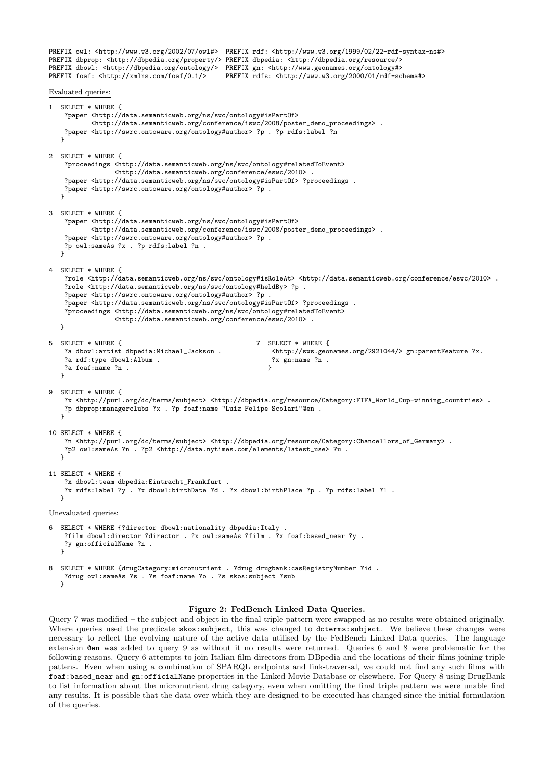```
PREFIX owl: <http://www.w3.org/2002/07/owl#>  PREFIX rdf: <http://www.w3.org/1999/02/22-rdf-syntax-ns#>
PREFIX dbprop: <http://dbpedia.org/property/> PREFIX dbpedia: <http://dbpedia.org/resource/>
PREFIX dbowl: <http://dbpedia.org/ontology/>  PREFIX gn: <http://www.geonames.org/ontology#>
PREFIX foaf: <http://xmlns.com/foaf/0.1/>     PREFIX rdfs: <http://www.w3.org/2000/01/rdf-schema#>
```

Evaluated queries:

```
1  SELECT * WHERE {
    ?paper <http://data.semanticweb.org/ns/swc/ontology#isPartOf>
           <http://data.semanticweb.org/conference/iswc/2008/poster_demo_proceedings> .
    ?paper <http://swrc.ontoware.org/ontology#author> ?p . ?p rdfs:label ?n
   }

2  SELECT * WHERE {
    ?proceedings <http://data.semanticweb.org/ns/swc/ontology#relatedToEvent>
                 <http://data.semanticweb.org/conference/eswc/2010> .
    ?paper <http://data.semanticweb.org/ns/swc/ontology#isPartOf> ?proceedings .
    ?paper <http://swrc.ontoware.org/ontology#author> ?p .
   }

3  SELECT * WHERE {
    ?paper <http://data.semanticweb.org/ns/swc/ontology#isPartOf>
           <http://data.semanticweb.org/conference/iswc/2008/poster_demo_proceedings> .
    ?paper <http://swrc.ontoware.org/ontology#author> ?p .
    ?p owl:sameAs ?x . ?p rdfs:label ?n .
   }

4  SELECT * WHERE {
    ?role <http://data.semanticweb.org/ns/swc/ontology#isRoleAt> <http://data.semanticweb.org/conference/eswc/2010> .
    ?role <http://data.semanticweb.org/ns/swc/ontology#heldBy> ?p .
    ?paper <http://swrc.ontoware.org/ontology#author> ?p .
    ?paper <http://data.semanticweb.org/ns/swc/ontology#isPartOf> ?proceedings .
    ?proceedings <http://data.semanticweb.org/ns/swc/ontology#relatedToEvent>
                 <http://data.semanticweb.org/conference/eswc/2010> .
   }

5  SELECT * WHERE {
    ?a dbowl:artist dbpedia:Michael_Jackson .
    ?a rdf:type dbowl:Album .
    ?a foaf:name ?n .
   }

7  SELECT * WHERE {
     <http://sws.geonames.org/2921044/> gn:parentFeature ?x.
     ?x gn:name ?n .
   }

9  SELECT * WHERE {
    ?x <http://purl.org/dc/terms/subject> <http://dbpedia.org/resource/Category:FIFA_World_Cup-winning_countries> .
    ?p dbprop:managerclubs ?x . ?p foaf:name "Luiz Felipe Scolari"@en .
   }

10 SELECT * WHERE {
    ?n <http://purl.org/dc/terms/subject> <http://dbpedia.org/resource/Category:Chancellors_of_Germany> .
    ?p2 owl:sameAs ?n . ?p2 <http://data.nytimes.com/elements/latest_use> ?u .
   }

11 SELECT * WHERE {
    ?x dbowl:team dbpedia:Eintracht_Frankfurt .
    ?x rdfs:label ?y . ?x dbowl:birthDate ?d . ?x dbowl:birthPlace ?p . ?p rdfs:label ?l .
   }
```

Unevaluated queries:

```
6  SELECT * WHERE {?director dbowl:nationality dbpedia:Italy .
    ?film dbowl:director ?director . ?x owl:sameAs ?film . ?x foaf:based_near ?y .
    ?y gn:officialName ?n .
   }

8  SELECT * WHERE {drugCategory:micronutrient . ?drug drugbank:casRegistryNumber ?id .
    ?drug owl:sameAs ?s . ?s foaf:name ?o . ?s skos:subject ?sub
   }
```

**Figure 2: FedBench Linked Data Queries.**

Query 7 was modified – the subject and object in the final triple pattern were swapped as no results were obtained originally. Where queries used the predicate `skos:subject`, this was changed to `dcterms:subject`. We believe these changes were necessary to reflect the evolving nature of the active data utilised by the FedBench Linked Data queries. The language extension `@en` was added to query 9 as without it no results were returned. Queries 6 and 8 were problematic for the following reasons. Query 6 attempts to join Italian film directors from DBpedia and the locations of their films joining triple pattens. Even when using a combination of SPARQL endpoints and link-traversal, we could not find any such films with `foaf:based_near` and `gn:officialName` properties in the Linked Movie Database or elsewhere. For Query 8 using DrugBank to list information about the micronutrient drug category, even when omitting the final triple pattern we were unable find any results. It is possible that the data over which they are designed to be executed has changed since the initial formulation of the queries.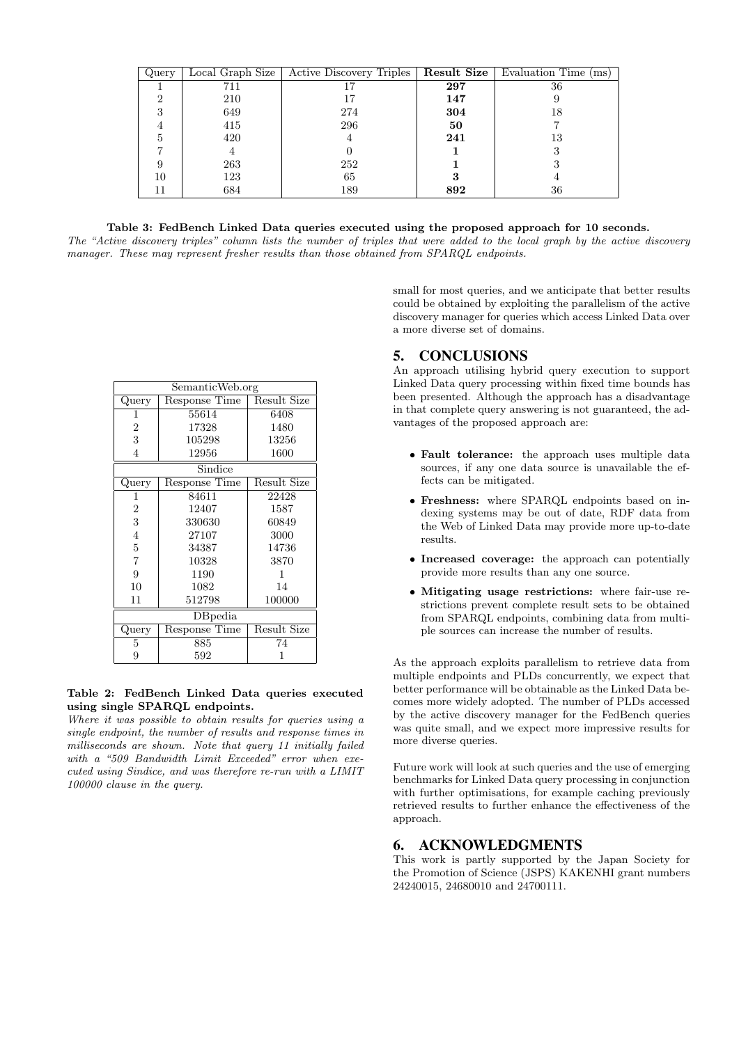| Query | Local Graph Size | Active Discovery Triples | **Result Size** | Evaluation Time (ms) |
|---|---|---|---|---|
| 1 | 711 | 17 | **297** | 36 |
| 2 | 210 | 17 | **147** | 9 |
| 3 | 649 | 274 | **304** | 18 |
| 4 | 415 | 296 | **50** | 7 |
| 5 | 420 | 4 | **241** | 13 |
| 7 | 4 | 0 | **1** | 3 |
| 9 | 263 | 252 | **1** | 3 |
| 10 | 123 | 65 | **3** | 4 |
| 11 | 684 | 189 | **892** | 36 |

**Table 3: FedBench Linked Data queries executed using the proposed approach for 10 seconds.**
*The "Active discovery triples" column lists the number of triples that were added to the local graph by the active discovery manager. These may represent fresher results than those obtained from SPARQL endpoints.*

| SemanticWeb.org | | |
|---|---|---|
| Query | Response Time | Result Size |
| 1 | 55614 | 6408 |
| 2 | 17328 | 1480 |
| 3 | 105298 | 13256 |
| 4 | 12956 | 1600 |
| Sindice | | |
| Query | Response Time | Result Size |
| 1 | 84611 | 22428 |
| 2 | 12407 | 1587 |
| 3 | 330630 | 60849 |
| 4 | 27107 | 3000 |
| 5 | 34387 | 14736 |
| 7 | 10328 | 3870 |
| 9 | 1190 | 1 |
| 10 | 1082 | 14 |
| 11 | 512798 | 100000 |
| DBpedia | | |
| Query | Response Time | Result Size |
| 5 | 885 | 74 |
| 9 | 592 | 1 |

**Table 2: FedBench Linked Data queries executed using single SPARQL endpoints.**
*Where it was possible to obtain results for queries using a single endpoint, the number of results and response times in milliseconds are shown. Note that query 11 initially failed with a "509 Bandwidth Limit Exceeded" error when executed using Sindice, and was therefore re-run with a LIMIT 100000 clause in the query.*

small for most queries, and we anticipate that better results could be obtained by exploiting the parallelism of the active discovery manager for queries which access Linked Data over a more diverse set of domains.

## 5. CONCLUSIONS

An approach utilising hybrid query execution to support Linked Data query processing within fixed time bounds has been presented. Although the approach has a disadvantage in that complete query answering is not guaranteed, the advantages of the proposed approach are:

- **Fault tolerance:** the approach uses multiple data sources, if any one data source is unavailable the effects can be mitigated.
- **Freshness:** where SPARQL endpoints based on indexing systems may be out of date, RDF data from the Web of Linked Data may provide more up-to-date results.
- **Increased coverage:** the approach can potentially provide more results than any one source.
- **Mitigating usage restrictions:** where fair-use restrictions prevent complete result sets to be obtained from SPARQL endpoints, combining data from multiple sources can increase the number of results.

As the approach exploits parallelism to retrieve data from multiple endpoints and PLDs concurrently, we expect that better performance will be obtainable as the Linked Data becomes more widely adopted. The number of PLDs accessed by the active discovery manager for the FedBench queries was quite small, and we expect more impressive results for more diverse queries.

Future work will look at such queries and the use of emerging benchmarks for Linked Data query processing in conjunction with further optimisations, for example caching previously retrieved results to further enhance the effectiveness of the approach.

## 6. ACKNOWLEDGMENTS

This work is partly supported by the Japan Society for the Promotion of Science (JSPS) KAKENHI grant numbers 24240015, 24680010 and 24700111.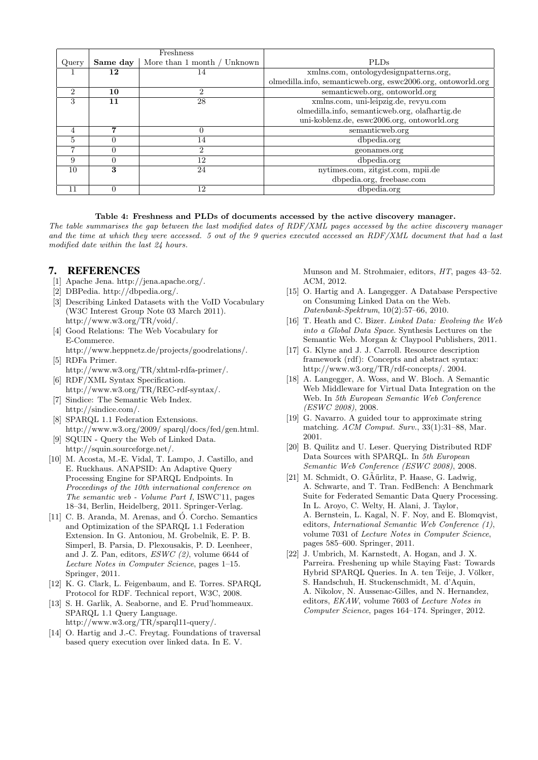| | Freshness | | |
|---|---|---|---|
| Query | **Same day** | More than 1 month / Unknown | PLDs |
| 1 | **12** | 14 | xmlns.com, ontologydesignpatterns.org, olmedilla.info, semanticweb.org, eswc2006.org, ontoworld.org |
| 2 | **10** | 2 | semanticweb.org, ontoworld.org |
| 3 | **11** | 28 | xmlns.com, uni-leipzig.de, revyu.com olmedilla.info, semanticweb.org, olafhartig.de uni-koblenz.de, eswc2006.org, ontoworld.org |
| 4 | **7** | 0 | semanticweb.org |
| 5 | 0 | 14 | dbpedia.org |
| 7 | 0 | 2 | geonames.org |
| 9 | 0 | 12 | dbpedia.org |
| 10 | **3** | 24 | nytimes.com, zitgist.com, mpii.de dbpedia.org, freebase.com |
| 11 | 0 | 12 | dbpedia.org |

**Table 4: Freshness and PLDs of documents accessed by the active discovery manager.**
*The table summarises the gap between the last modified dates of RDF/XML pages accessed by the active discovery manager and the time at which they were accessed. 5 out of the 9 queries executed accessed an RDF/XML document that had a last modified date within the last 24 hours.*

## 7. REFERENCES

[1] Apache Jena. http://jena.apache.org/.

[2] DBPedia. http://dbpedia.org/.

[3] Describing Linked Datasets with the VoID Vocabulary (W3C Interest Group Note 03 March 2011). http://www.w3.org/TR/void/.

[4] Good Relations: The Web Vocabulary for E-Commerce. http://www.heppnetz.de/projects/goodrelations/.

[5] RDFa Primer. http://www.w3.org/TR/xhtml-rdfa-primer/.

[6] RDF/XML Syntax Specification. http://www.w3.org/TR/REC-rdf-syntax/.

[7] Sindice: The Semantic Web Index. http://sindice.com/.

[8] SPARQL 1.1 Federation Extensions. http://www.w3.org/2009/ sparql/docs/fed/gen.html.

[9] SQUIN - Query the Web of Linked Data. http://squin.sourceforge.net/.

[10] M. Acosta, M.-E. Vidal, T. Lampo, J. Castillo, and E. Ruckhaus. ANAPSID: An Adaptive Query Processing Engine for SPARQL Endpoints. In *Proceedings of the 10th international conference on The semantic web - Volume Part I*, ISWC'11, pages 18–34, Berlin, Heidelberg, 2011. Springer-Verlag.

[11] C. B. Aranda, M. Arenas, and Ó. Corcho. Semantics and Optimization of the SPARQL 1.1 Federation Extension. In G. Antoniou, M. Grobelnik, E. P. B. Simperl, B. Parsia, D. Plexousakis, P. D. Leenheer, and J. Z. Pan, editors, *ESWC (2)*, volume 6644 of *Lecture Notes in Computer Science*, pages 1–15. Springer, 2011.

[12] K. G. Clark, L. Feigenbaum, and E. Torres. SPARQL Protocol for RDF. Technical report, W3C, 2008.

[13] S. H. Garlik, A. Seaborne, and E. Prud'hommeaux. SPARQL 1.1 Query Language. http://www.w3.org/TR/sparql11-query/.

[14] O. Hartig and J.-C. Freytag. Foundations of traversal based query execution over linked data. In E. V. Munson and M. Strohmaier, editors, *HT*, pages 43–52. ACM, 2012.

[15] O. Hartig and A. Langegger. A Database Perspective on Consuming Linked Data on the Web. *Datenbank-Spektrum*, 10(2):57–66, 2010.

[16] T. Heath and C. Bizer. *Linked Data: Evolving the Web into a Global Data Space*. Synthesis Lectures on the Semantic Web. Morgan & Claypool Publishers, 2011.

[17] G. Klyne and J. J. Carroll. Resource description framework (rdf): Concepts and abstract syntax: http://www.w3.org/TR/rdf-concepts/. 2004.

[18] A. Langegger, A. Woss, and W. Bloch. A Semantic Web Middleware for Virtual Data Integration on the Web. In *5th European Semantic Web Conference (ESWC 2008)*, 2008.

[19] G. Navarro. A guided tour to approximate string matching. *ACM Comput. Surv.*, 33(1):31–88, Mar. 2001.

[20] B. Quilitz and U. Leser. Querying Distributed RDF Data Sources with SPARQL. In *5th European Semantic Web Conference (ESWC 2008)*, 2008.

[21] M. Schmidt, O. GÃűrlitz, P. Haase, G. Ladwig, A. Schwarte, and T. Tran. FedBench: A Benchmark Suite for Federated Semantic Data Query Processing. In L. Aroyo, C. Welty, H. Alani, J. Taylor, A. Bernstein, L. Kagal, N. F. Noy, and E. Blomqvist, editors, *International Semantic Web Conference (1)*, volume 7031 of *Lecture Notes in Computer Science*, pages 585–600. Springer, 2011.

[22] J. Umbrich, M. Karnstedt, A. Hogan, and J. X. Parreira. Freshening up while Staying Fast: Towards Hybrid SPARQL Queries. In A. ten Teije, J. Völker, S. Handschuh, H. Stuckenschmidt, M. d'Aquin, A. Nikolov, N. Aussenac-Gilles, and N. Hernandez, editors, *EKAW*, volume 7603 of *Lecture Notes in Computer Science*, pages 164–174. Springer, 2012.